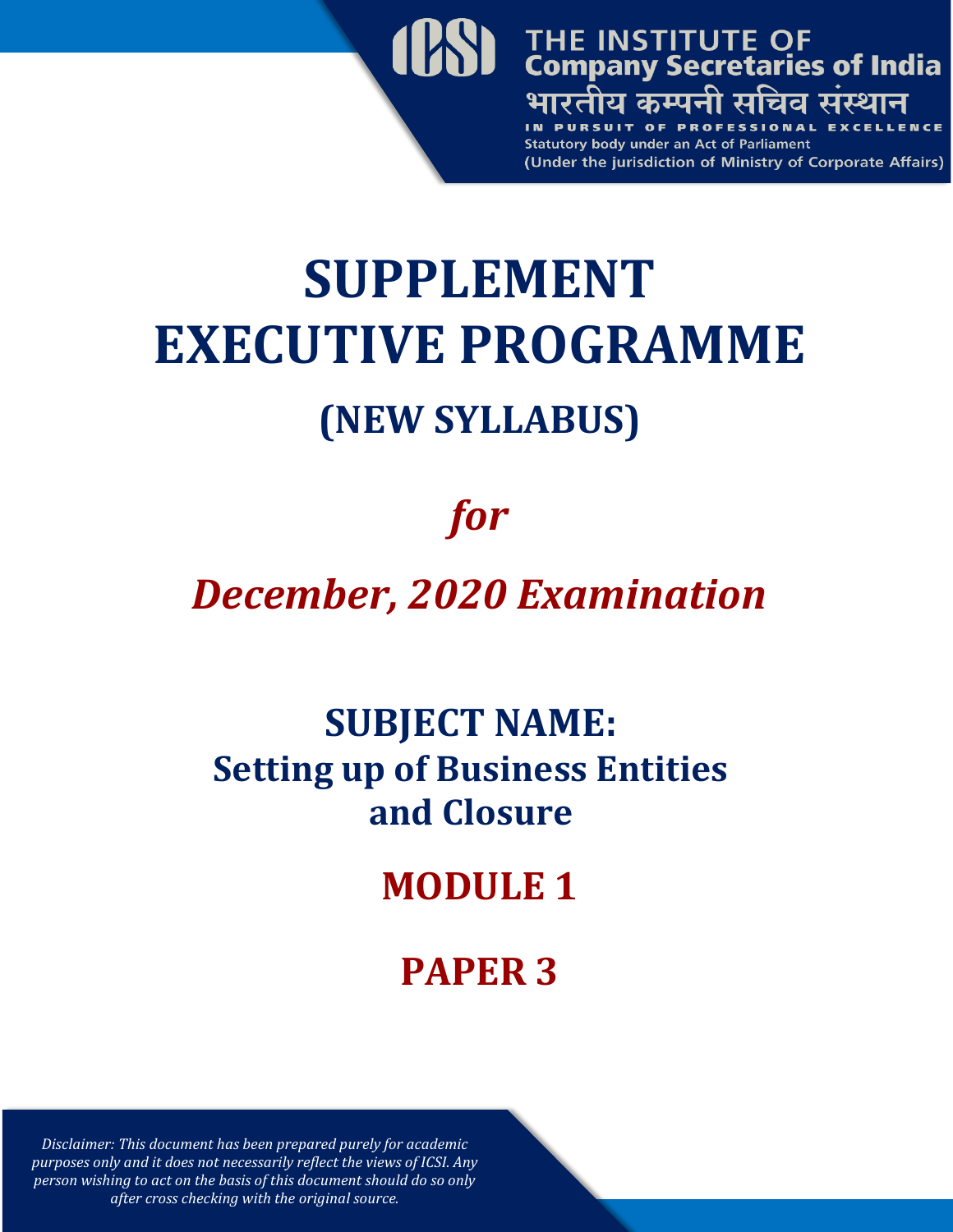THE INSTITUTE OF
Company Secretaries of India
भारतीय कम्पनी सचिव संस्थान
IN PURSUIT OF PROFESSIONAL EXCELLENCE
Statutory body under an Act of Parliament
(Under the jurisdiction of Ministry of Corporate Affairs)

# SUPPLEMENT
# EXECUTIVE PROGRAMME
## (NEW SYLLABUS)

## *for*

## *December, 2020 Examination*

## SUBJECT NAME:
## Setting up of Business Entities and Closure

## MODULE 1

## PAPER 3

*Disclaimer: This document has been prepared purely for academic purposes only and it does not necessarily reflect the views of ICSI. Any person wishing to act on the basis of this document should do so only after cross checking with the original source.*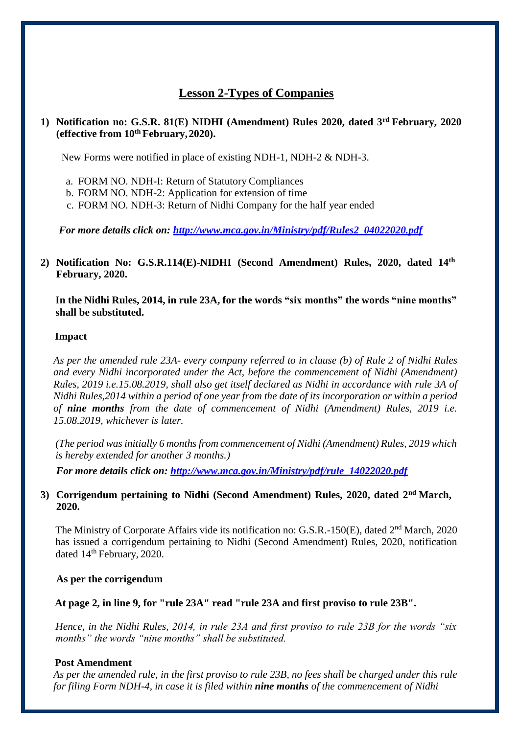# Lesson 2-Types of Companies

**1) Notification no: G.S.R. 81(E) NIDHI (Amendment) Rules 2020, dated 3rd February, 2020 (effective from 10th February, 2020).**

New Forms were notified in place of existing NDH-1, NDH-2 & NDH-3.

a. FORM NO. NDH-I: Return of Statutory Compliances
b. FORM NO. NDH-2: Application for extension of time
c. FORM NO. NDH-3: Return of Nidhi Company for the half year ended

***For more details click on: [http://www.mca.gov.in/Ministry/pdf/Rules2_04022020.pdf](http://www.mca.gov.in/Ministry/pdf/Rules2_04022020.pdf)***

**2) Notification No: G.S.R.114(E)-NIDHI (Second Amendment) Rules, 2020, dated 14th February, 2020.**

**In the Nidhi Rules, 2014, in rule 23A, for the words "six months" the words "nine months" shall be substituted.**

**Impact**

*As per the amended rule 23A- every company referred to in clause (b) of Rule 2 of Nidhi Rules and every Nidhi incorporated under the Act, before the commencement of Nidhi (Amendment) Rules, 2019 i.e.15.08.2019, shall also get itself declared as Nidhi in accordance with rule 3A of Nidhi Rules,2014 within a period of one year from the date of its incorporation or within a period of **nine months** from the date of commencement of Nidhi (Amendment) Rules, 2019 i.e. 15.08.2019, whichever is later.*

*(The period was initially 6 months from commencement of Nidhi (Amendment) Rules, 2019 which is hereby extended for another 3 months.)*

***For more details click on: [http://www.mca.gov.in/Ministry/pdf/rule_14022020.pdf](http://www.mca.gov.in/Ministry/pdf/rule_14022020.pdf)***

**3) Corrigendum pertaining to Nidhi (Second Amendment) Rules, 2020, dated 2nd March, 2020.**

The Ministry of Corporate Affairs vide its notification no: G.S.R.-150(E), dated 2nd March, 2020 has issued a corrigendum pertaining to Nidhi (Second Amendment) Rules, 2020, notification dated 14th February, 2020.

**As per the corrigendum**

**At page 2, in line 9, for "rule 23A" read "rule 23A and first proviso to rule 23B".**

*Hence, in the Nidhi Rules, 2014, in rule 23A and first proviso to rule 23B for the words "six months" the words "nine months" shall be substituted.*

**Post Amendment**

*As per the amended rule, in the first proviso to rule 23B, no fees shall be charged under this rule for filing Form NDH-4, in case it is filed within **nine months** of the commencement of Nidhi*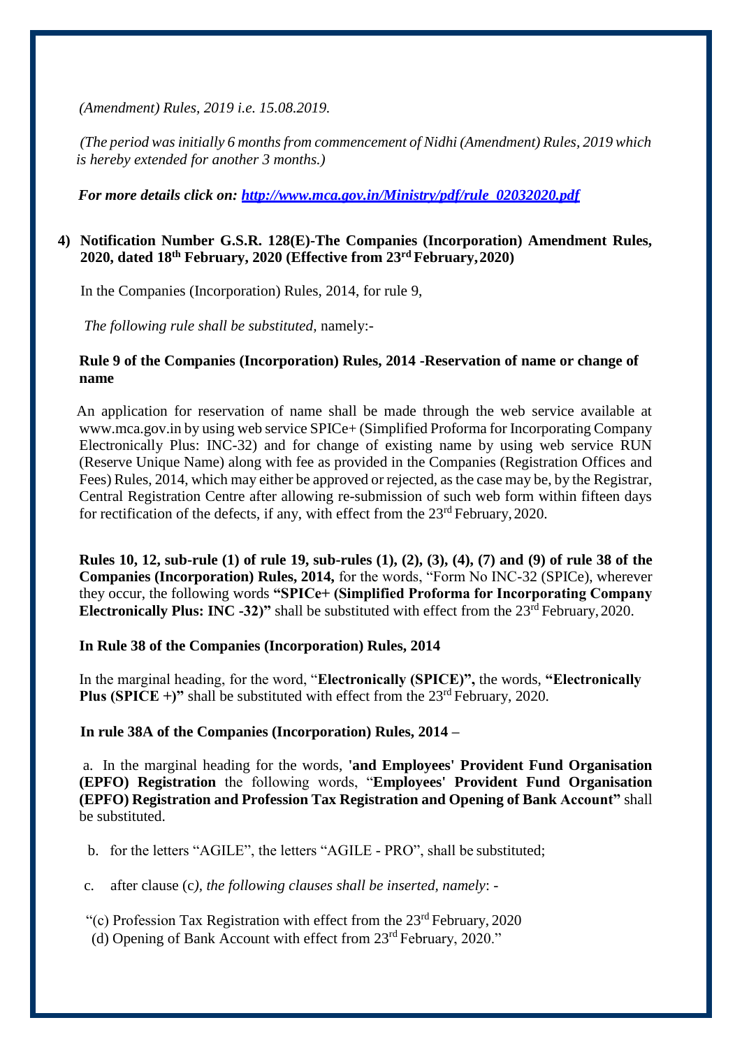*(Amendment) Rules, 2019 i.e. 15.08.2019.*

*(The period was initially 6 months from commencement of Nidhi (Amendment) Rules, 2019 which is hereby extended for another 3 months.)*

***For more details click on: [http://www.mca.gov.in/Ministry/pdf/rule_02032020.pdf](http://www.mca.gov.in/Ministry/pdf/rule_02032020.pdf)***

**4) Notification Number G.S.R. 128(E)-The Companies (Incorporation) Amendment Rules, 2020, dated 18th February, 2020 (Effective from 23rd February, 2020)**

In the Companies (Incorporation) Rules, 2014, for rule 9,

*The following rule shall be substituted,* namely:-

**Rule 9 of the Companies (Incorporation) Rules, 2014 -Reservation of name or change of name**

An application for reservation of name shall be made through the web service available at www.mca.gov.in by using web service SPICe+ (Simplified Proforma for Incorporating Company Electronically Plus: INC-32) and for change of existing name by using web service RUN (Reserve Unique Name) along with fee as provided in the Companies (Registration Offices and Fees) Rules, 2014, which may either be approved or rejected, as the case may be, by the Registrar, Central Registration Centre after allowing re-submission of such web form within fifteen days for rectification of the defects, if any, with effect from the 23rd February, 2020.

**Rules 10, 12, sub-rule (1) of rule 19, sub-rules (1), (2), (3), (4), (7) and (9) of rule 38 of the Companies (Incorporation) Rules, 2014,** for the words, "Form No INC-32 (SPICe), wherever they occur, the following words **"SPICe+ (Simplified Proforma for Incorporating Company Electronically Plus: INC -32)"** shall be substituted with effect from the 23rd February, 2020.

**In Rule 38 of the Companies (Incorporation) Rules, 2014**

In the marginal heading, for the word, "**Electronically (SPICE)",** the words, **"Electronically Plus (SPICE +)"** shall be substituted with effect from the 23rd February, 2020.

**In rule 38A of the Companies (Incorporation) Rules, 2014 –**

a. In the marginal heading for the words, **'and Employees' Provident Fund Organisation (EPFO) Registration** the following words, "**Employees' Provident Fund Organisation (EPFO) Registration and Profession Tax Registration and Opening of Bank Account"** shall be substituted.

b. for the letters "AGILE", the letters "AGILE - PRO", shall be substituted;

c. after clause (c*), the following clauses shall be inserted, namely*: -

"(c) Profession Tax Registration with effect from the 23rd February, 2020
(d) Opening of Bank Account with effect from 23rd February, 2020."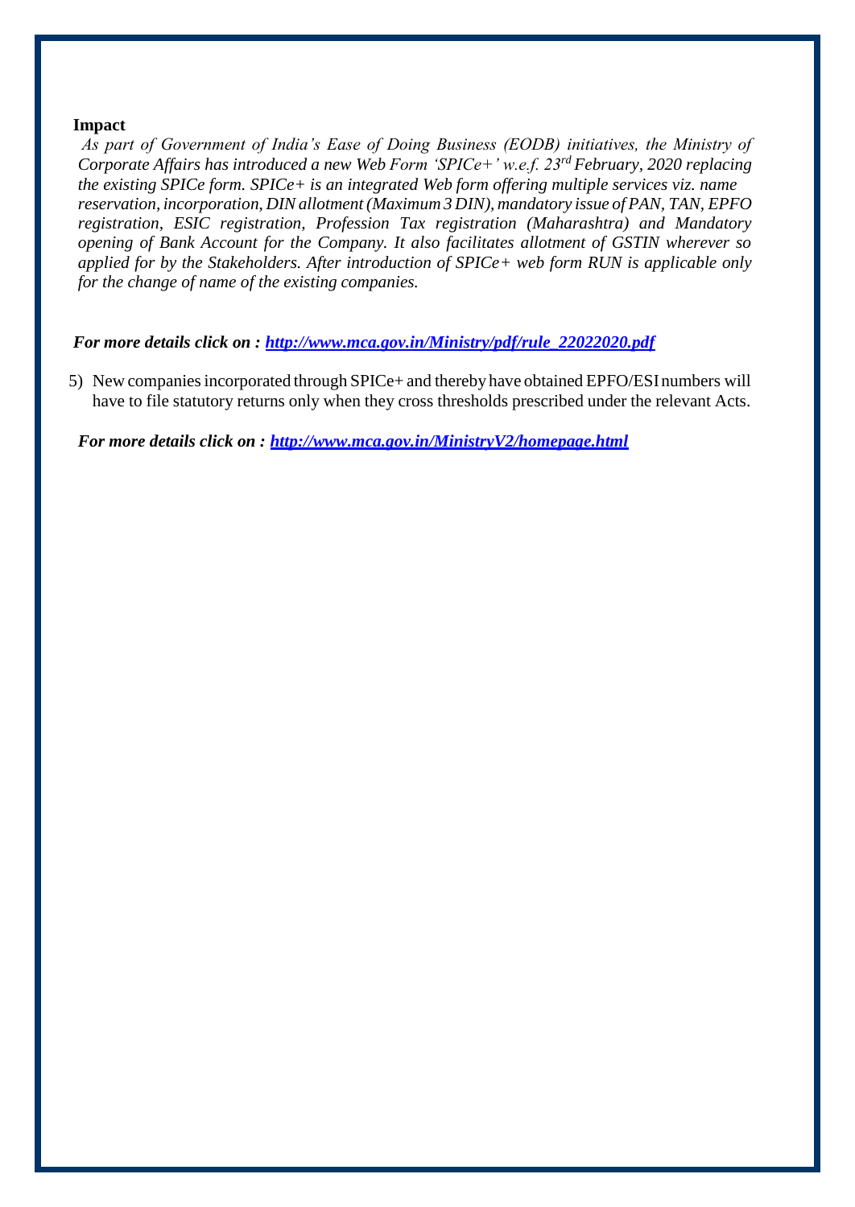**Impact**

*As part of Government of India's Ease of Doing Business (EODB) initiatives, the Ministry of Corporate Affairs has introduced a new Web Form 'SPICe+' w.e.f. 23rd February, 2020 replacing the existing SPICe form. SPICe+ is an integrated Web form offering multiple services viz. name reservation, incorporation, DIN allotment (Maximum 3 DIN), mandatory issue of PAN, TAN, EPFO registration, ESIC registration, Profession Tax registration (Maharashtra) and Mandatory opening of Bank Account for the Company. It also facilitates allotment of GSTIN wherever so applied for by the Stakeholders. After introduction of SPICe+ web form RUN is applicable only for the change of name of the existing companies.*

***For more details click on : [http://www.mca.gov.in/Ministry/pdf/rule_22022020.pdf](http://www.mca.gov.in/Ministry/pdf/rule_22022020.pdf)***

5) New companies incorporated through SPICe+ and thereby have obtained EPFO/ESI numbers will have to file statutory returns only when they cross thresholds prescribed under the relevant Acts.

***For more details click on : [http://www.mca.gov.in/MinistryV2/homepage.html](http://www.mca.gov.in/MinistryV2/homepage.html)***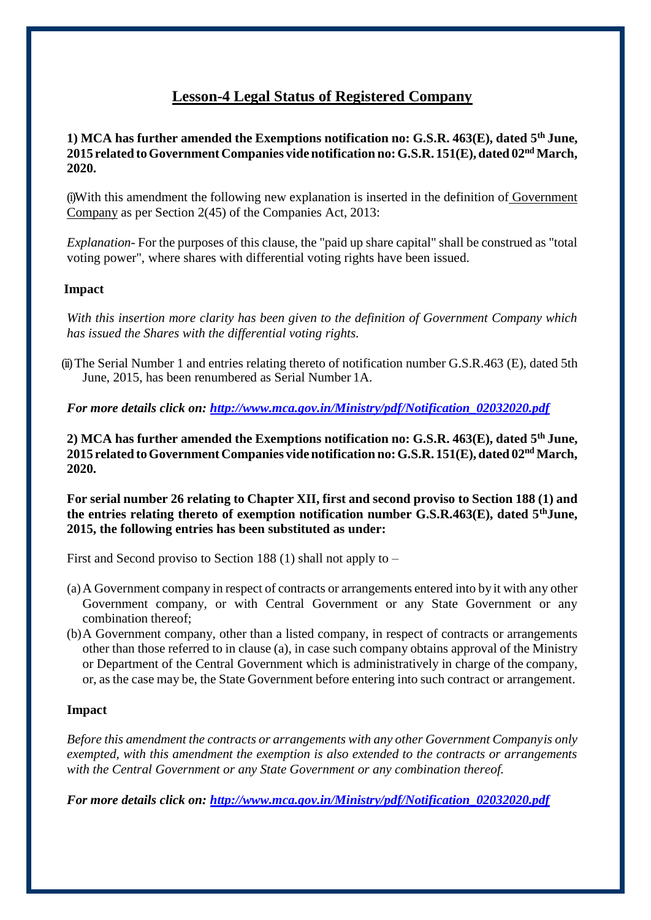# Lesson-4 Legal Status of Registered Company

**1) MCA has further amended the Exemptions notification no: G.S.R. 463(E), dated 5th June, 2015 related to Government Companies vide notification no: G.S.R. 151(E), dated 02nd March, 2020.**

(i) With this amendment the following new explanation is inserted in the definition of Government Company as per Section 2(45) of the Companies Act, 2013:

*Explanation*- For the purposes of this clause, the "paid up share capital" shall be construed as "total voting power", where shares with differential voting rights have been issued.

**Impact**

*With this insertion more clarity has been given to the definition of Government Company which has issued the Shares with the differential voting rights.*

(ii) The Serial Number 1 and entries relating thereto of notification number G.S.R.463 (E), dated 5th June, 2015, has been renumbered as Serial Number 1A.

***For more details click on: [http://www.mca.gov.in/Ministry/pdf/Notification_02032020.pdf](http://www.mca.gov.in/Ministry/pdf/Notification_02032020.pdf)***

**2) MCA has further amended the Exemptions notification no: G.S.R. 463(E), dated 5th June, 2015 related to Government Companies vide notification no: G.S.R. 151(E), dated 02nd March, 2020.**

**For serial number 26 relating to Chapter XII, first and second proviso to Section 188 (1) and the entries relating thereto of exemption notification number G.S.R.463(E), dated 5th June, 2015, the following entries has been substituted as under:**

First and Second proviso to Section 188 (1) shall not apply to –

(a) A Government company in respect of contracts or arrangements entered into by it with any other Government company, or with Central Government or any State Government or any combination thereof;

(b) A Government company, other than a listed company, in respect of contracts or arrangements other than those referred to in clause (a), in case such company obtains approval of the Ministry or Department of the Central Government which is administratively in charge of the company, or, as the case may be, the State Government before entering into such contract or arrangement.

**Impact**

*Before this amendment the contracts or arrangements with any other Government Company is only exempted, with this amendment the exemption is also extended to the contracts or arrangements with the Central Government or any State Government or any combination thereof.*

***For more details click on: [http://www.mca.gov.in/Ministry/pdf/Notification_02032020.pdf](http://www.mca.gov.in/Ministry/pdf/Notification_02032020.pdf)***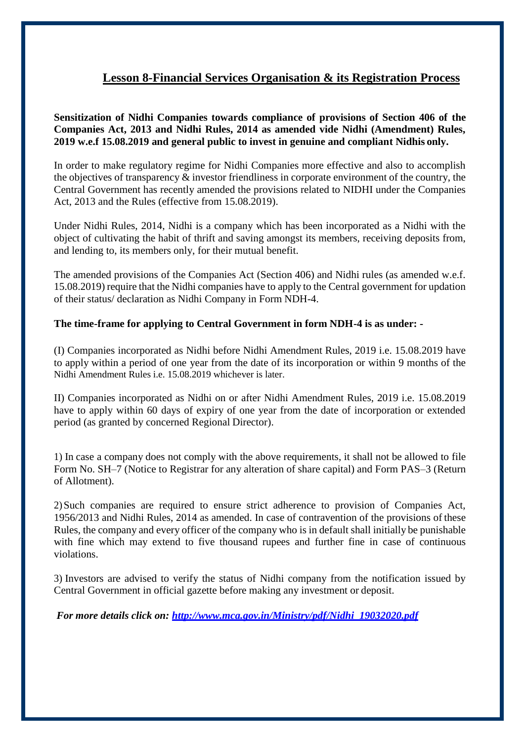## Lesson 8-Financial Services Organisation & its Registration Process

**Sensitization of Nidhi Companies towards compliance of provisions of Section 406 of the Companies Act, 2013 and Nidhi Rules, 2014 as amended vide Nidhi (Amendment) Rules, 2019 w.e.f 15.08.2019 and general public to invest in genuine and compliant Nidhis only.**

In order to make regulatory regime for Nidhi Companies more effective and also to accomplish the objectives of transparency & investor friendliness in corporate environment of the country, the Central Government has recently amended the provisions related to NIDHI under the Companies Act, 2013 and the Rules (effective from 15.08.2019).

Under Nidhi Rules, 2014, Nidhi is a company which has been incorporated as a Nidhi with the object of cultivating the habit of thrift and saving amongst its members, receiving deposits from, and lending to, its members only, for their mutual benefit.

The amended provisions of the Companies Act (Section 406) and Nidhi rules (as amended w.e.f. 15.08.2019) require that the Nidhi companies have to apply to the Central government for updation of their status/ declaration as Nidhi Company in Form NDH-4.

**The time-frame for applying to Central Government in form NDH-4 is as under: -**

(I) Companies incorporated as Nidhi before Nidhi Amendment Rules, 2019 i.e. 15.08.2019 have to apply within a period of one year from the date of its incorporation or within 9 months of the Nidhi Amendment Rules i.e. 15.08.2019 whichever is later.

II) Companies incorporated as Nidhi on or after Nidhi Amendment Rules, 2019 i.e. 15.08.2019 have to apply within 60 days of expiry of one year from the date of incorporation or extended period (as granted by concerned Regional Director).

1) In case a company does not comply with the above requirements, it shall not be allowed to file Form No. SH–7 (Notice to Registrar for any alteration of share capital) and Form PAS–3 (Return of Allotment).

2) Such companies are required to ensure strict adherence to provision of Companies Act, 1956/2013 and Nidhi Rules, 2014 as amended. In case of contravention of the provisions of these Rules, the company and every officer of the company who is in default shall initially be punishable with fine which may extend to five thousand rupees and further fine in case of continuous violations.

3) Investors are advised to verify the status of Nidhi company from the notification issued by Central Government in official gazette before making any investment or deposit.

***For more details click on: [http://www.mca.gov.in/Ministry/pdf/Nidhi_19032020.pdf](http://www.mca.gov.in/Ministry/pdf/Nidhi_19032020.pdf)***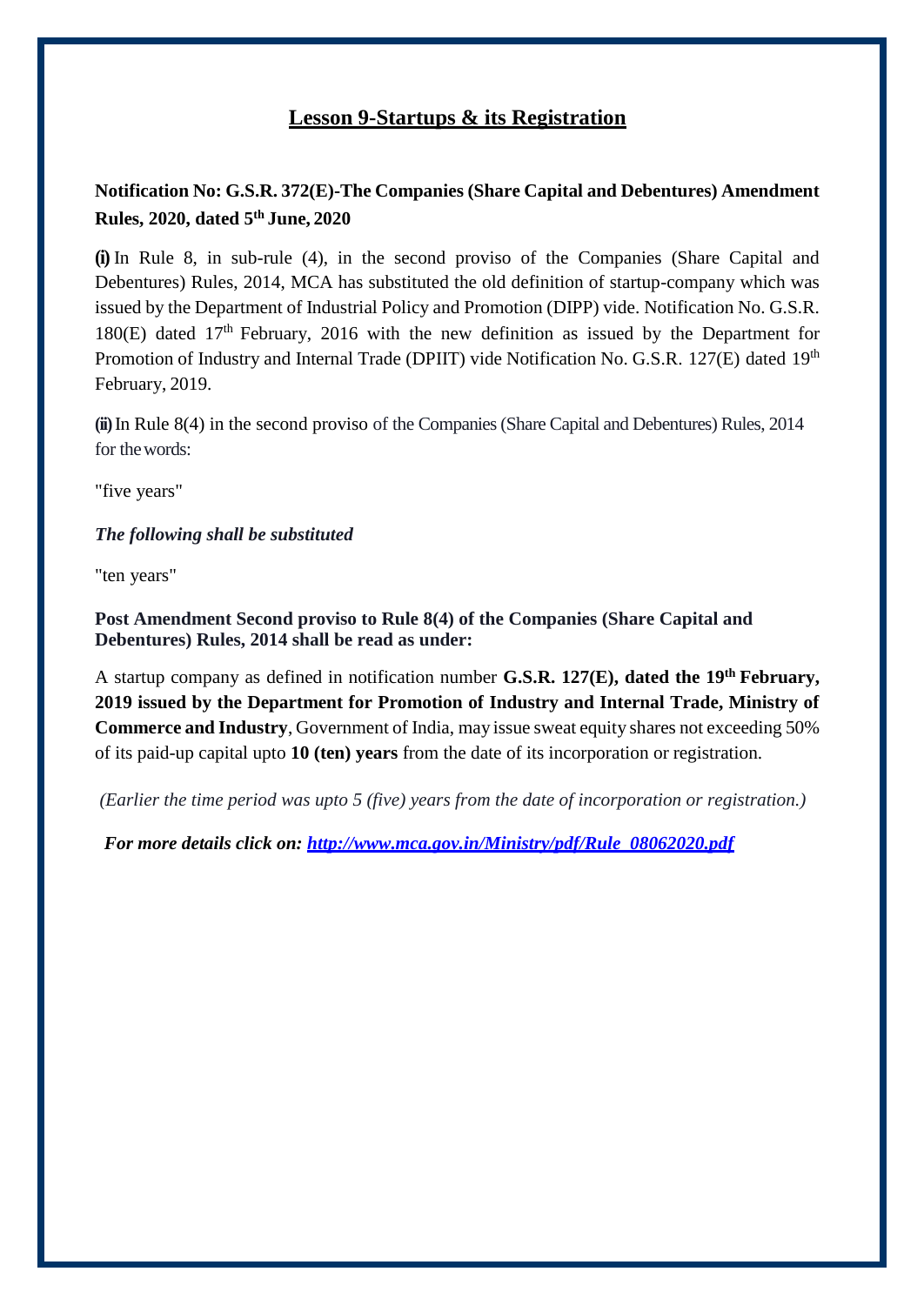# Lesson 9-Startups & its Registration

**Notification No: G.S.R. 372(E)-The Companies (Share Capital and Debentures) Amendment Rules, 2020, dated 5th June, 2020**

**(i)** In Rule 8, in sub-rule (4), in the second proviso of the Companies (Share Capital and Debentures) Rules, 2014, MCA has substituted the old definition of startup-company which was issued by the Department of Industrial Policy and Promotion (DIPP) vide. Notification No. G.S.R. 180(E) dated 17th February, 2016 with the new definition as issued by the Department for Promotion of Industry and Internal Trade (DPIIT) vide Notification No. G.S.R. 127(E) dated 19th February, 2019.

**(ii)** In Rule 8(4) in the second proviso of the Companies (Share Capital and Debentures) Rules, 2014 for the words:

"five years"

***The following shall be substituted***

"ten years"

**Post Amendment Second proviso to Rule 8(4) of the Companies (Share Capital and Debentures) Rules, 2014 shall be read as under:**

A startup company as defined in notification number **G.S.R. 127(E), dated the 19th February, 2019 issued by the Department for Promotion of Industry and Internal Trade, Ministry of Commerce and Industry**, Government of India, may issue sweat equity shares not exceeding 50% of its paid-up capital upto **10 (ten) years** from the date of its incorporation or registration.

*(Earlier the time period was upto 5 (five) years from the date of incorporation or registration.)*

***For more details click on: [http://www.mca.gov.in/Ministry/pdf/Rule_08062020.pdf](http://www.mca.gov.in/Ministry/pdf/Rule_08062020.pdf)***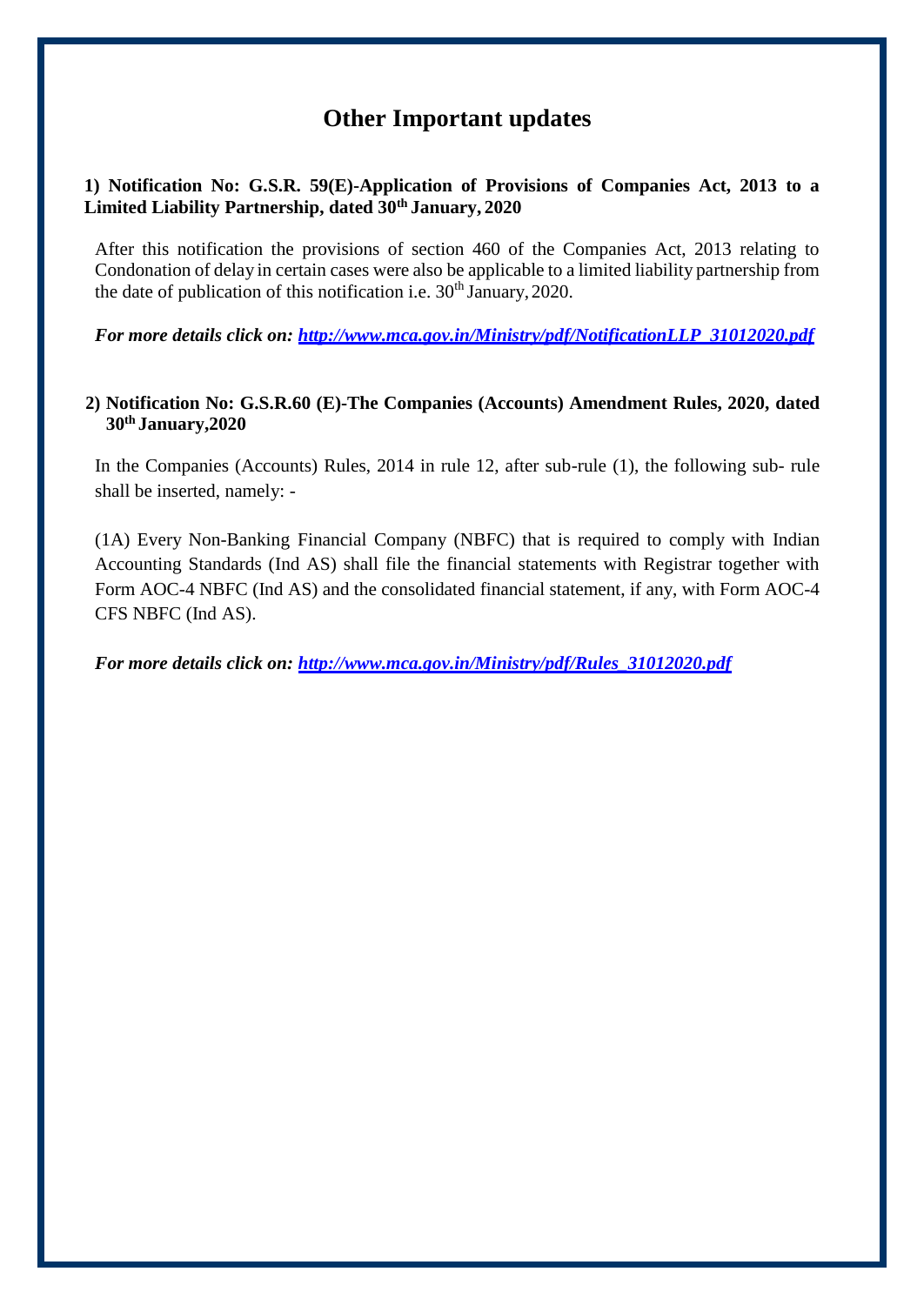# Other Important updates

**1) Notification No: G.S.R. 59(E)-Application of Provisions of Companies Act, 2013 to a Limited Liability Partnership, dated 30th January, 2020**

After this notification the provisions of section 460 of the Companies Act, 2013 relating to Condonation of delay in certain cases were also be applicable to a limited liability partnership from the date of publication of this notification i.e. 30th January, 2020.

***For more details click on: [http://www.mca.gov.in/Ministry/pdf/NotificationLLP_31012020.pdf](http://www.mca.gov.in/Ministry/pdf/NotificationLLP_31012020.pdf)***

**2) Notification No: G.S.R.60 (E)-The Companies (Accounts) Amendment Rules, 2020, dated 30th January,2020**

In the Companies (Accounts) Rules, 2014 in rule 12, after sub-rule (1), the following sub- rule shall be inserted, namely: -

(1A) Every Non-Banking Financial Company (NBFC) that is required to comply with Indian Accounting Standards (Ind AS) shall file the financial statements with Registrar together with Form AOC-4 NBFC (Ind AS) and the consolidated financial statement, if any, with Form AOC-4 CFS NBFC (Ind AS).

***For more details click on: [http://www.mca.gov.in/Ministry/pdf/Rules_31012020.pdf](http://www.mca.gov.in/Ministry/pdf/Rules_31012020.pdf)***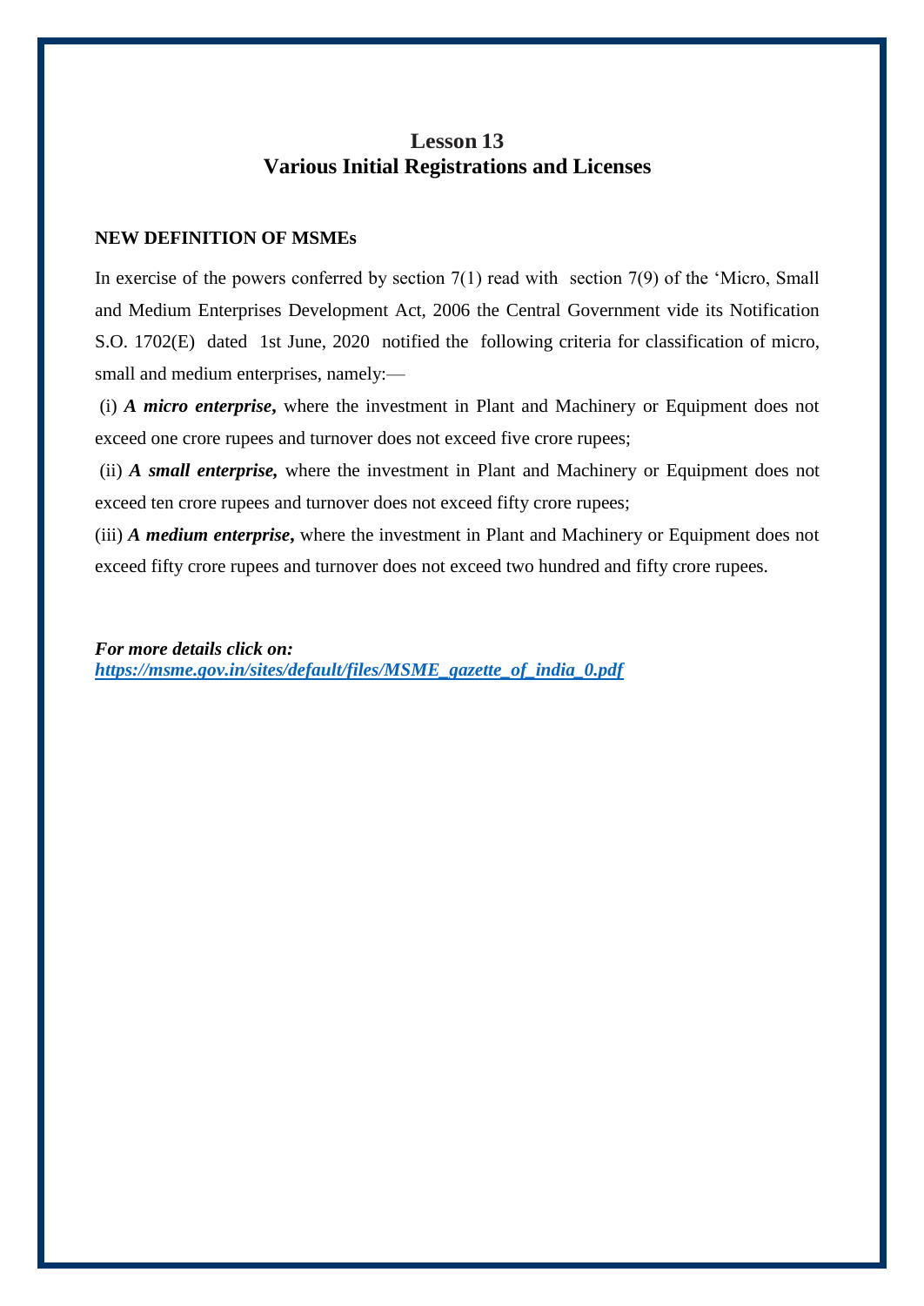# Lesson 13
# Various Initial Registrations and Licenses

**NEW DEFINITION OF MSMEs**

In exercise of the powers conferred by section 7(1) read with section 7(9) of the 'Micro, Small and Medium Enterprises Development Act, 2006 the Central Government vide its Notification S.O. 1702(E) dated 1st June, 2020 notified the following criteria for classification of micro, small and medium enterprises, namely:—

(i) ***A micro enterprise,*** where the investment in Plant and Machinery or Equipment does not exceed one crore rupees and turnover does not exceed five crore rupees;

(ii) ***A small enterprise,*** where the investment in Plant and Machinery or Equipment does not exceed ten crore rupees and turnover does not exceed fifty crore rupees;

(iii) ***A medium enterprise,*** where the investment in Plant and Machinery or Equipment does not exceed fifty crore rupees and turnover does not exceed two hundred and fifty crore rupees.

***For more details click on:***
***https://msme.gov.in/sites/default/files/MSME_gazette_of_india_0.pdf***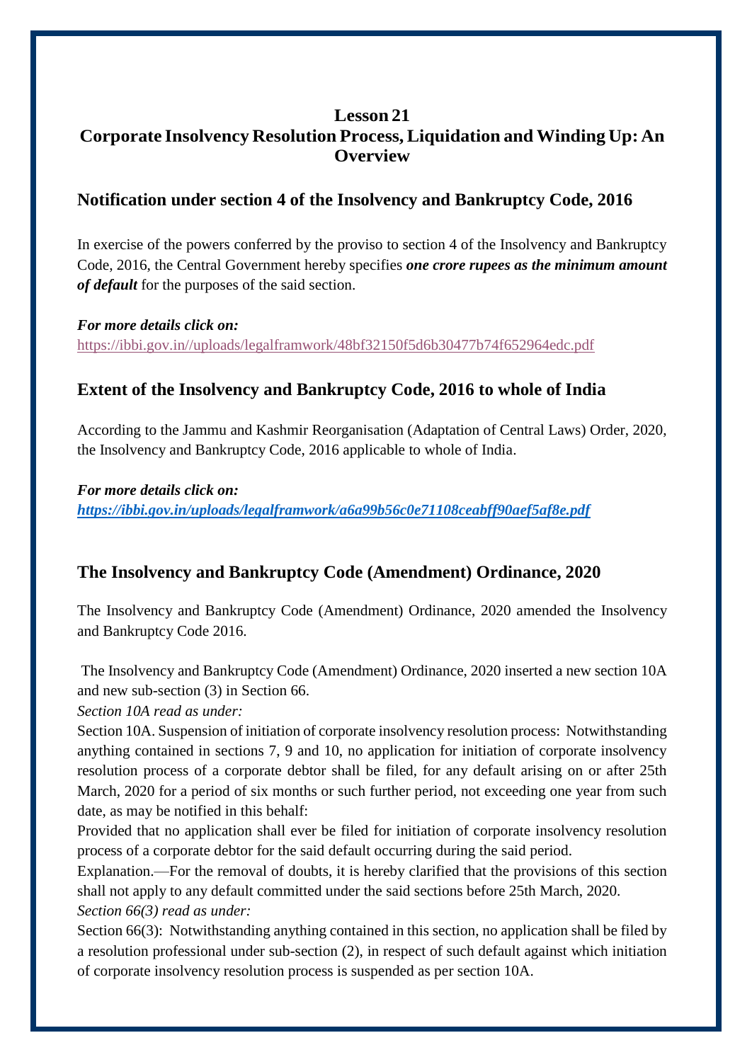# Lesson 21
# Corporate Insolvency Resolution Process, Liquidation and Winding Up: An Overview

## Notification under section 4 of the Insolvency and Bankruptcy Code, 2016

In exercise of the powers conferred by the proviso to section 4 of the Insolvency and Bankruptcy Code, 2016, the Central Government hereby specifies ***one crore rupees as the minimum amount of default*** for the purposes of the said section.

***For more details click on:***
https://ibbi.gov.in//uploads/legalframwork/48bf32150f5d6b30477b74f652964edc.pdf

## Extent of the Insolvency and Bankruptcy Code, 2016 to whole of India

According to the Jammu and Kashmir Reorganisation (Adaptation of Central Laws) Order, 2020, the Insolvency and Bankruptcy Code, 2016 applicable to whole of India.

***For more details click on:***
***https://ibbi.gov.in/uploads/legalframwork/a6a99b56c0e71108ceabff90aef5af8e.pdf***

## The Insolvency and Bankruptcy Code (Amendment) Ordinance, 2020

The Insolvency and Bankruptcy Code (Amendment) Ordinance, 2020 amended the Insolvency and Bankruptcy Code 2016.

The Insolvency and Bankruptcy Code (Amendment) Ordinance, 2020 inserted a new section 10A and new sub-section (3) in Section 66.

*Section 10A read as under:*

Section 10A. Suspension of initiation of corporate insolvency resolution process: Notwithstanding anything contained in sections 7, 9 and 10, no application for initiation of corporate insolvency resolution process of a corporate debtor shall be filed, for any default arising on or after 25th March, 2020 for a period of six months or such further period, not exceeding one year from such date, as may be notified in this behalf:

Provided that no application shall ever be filed for initiation of corporate insolvency resolution process of a corporate debtor for the said default occurring during the said period.

Explanation.—For the removal of doubts, it is hereby clarified that the provisions of this section shall not apply to any default committed under the said sections before 25th March, 2020.

*Section 66(3) read as under:*

Section 66(3): Notwithstanding anything contained in this section, no application shall be filed by a resolution professional under sub-section (2), in respect of such default against which initiation of corporate insolvency resolution process is suspended as per section 10A.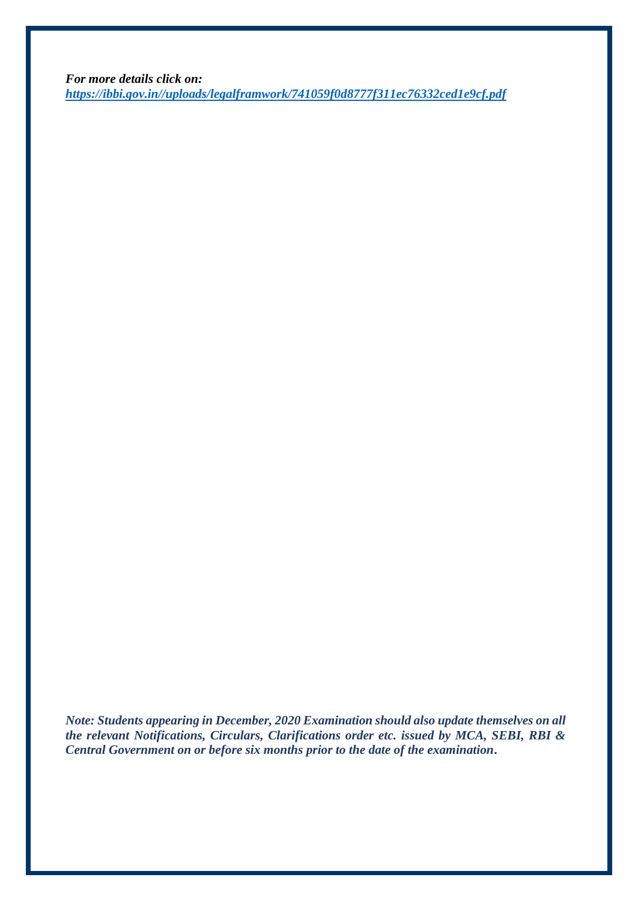***For more details click on:***
***[https://ibbi.gov.in//uploads/legalframwork/741059f0d8777f311ec76332ced1e9cf.pdf](https://ibbi.gov.in//uploads/legalframwork/741059f0d8777f311ec76332ced1e9cf.pdf)***

***Note: Students appearing in December, 2020 Examination should also update themselves on all the relevant Notifications, Circulars, Clarifications order etc. issued by MCA, SEBI, RBI & Central Government on or before six months prior to the date of the examination.***